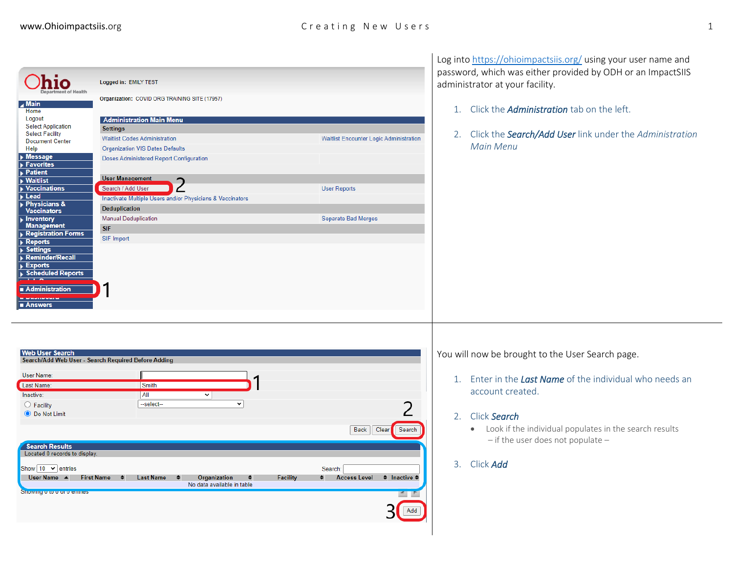Log into [https://ohioimpactsiis.org/](https://ohioimpactsiis.org/) using your user name and password, which was either provided by ODH or an ImpactSIIS administrator at your facility.

1. Click the ***Administration*** tab on the left.
2. Click the ***Search/Add User*** link under the *Administration Main Menu*

---

You will now be brought to the User Search page.

1. Enter in the ***Last Name*** of the individual who needs an account created.
2. Click *Search*
   - Look if the individual populates in the search results – if the user does not populate –
3. Click *Add*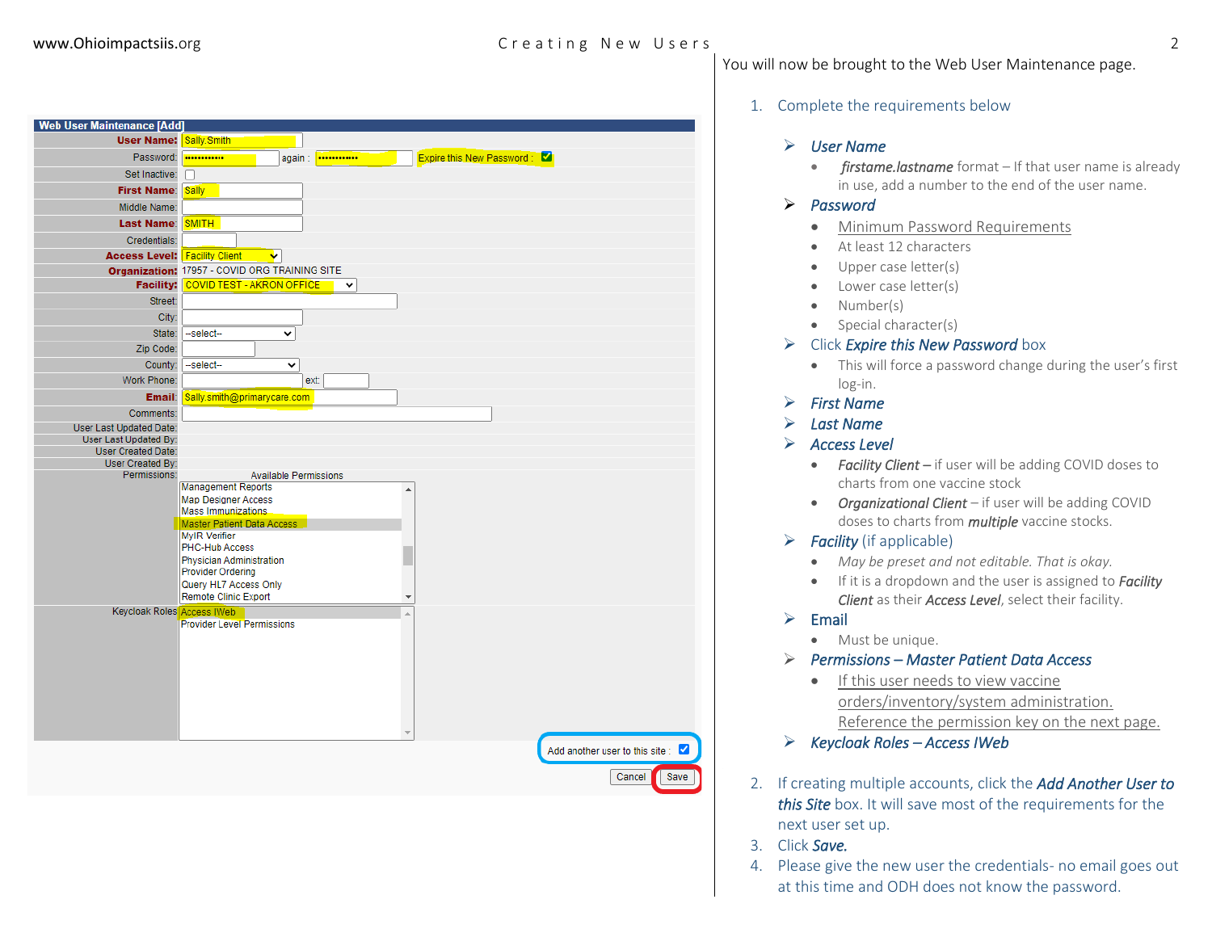Web User Maintenance [Add]

| Field | Value |
|---|---|
| User Name: | Sally.Smith |
| Password: | •••••••••••• again : •••••••••••• Expire this New Password : ☑ |
| Set Inactive: | ☐ |
| First Name: | Sally |
| Middle Name: | |
| Last Name: | SMITH |
| Credentials: | |
| Access Level: | Facility Client |
| Organization: | 17957 - COVID ORG TRAINING SITE |
| Facility: | COVID TEST - AKRON OFFICE |
| Street: | |
| City: | |
| State: | --select-- |
| Zip Code: | |
| County: | --select-- |
| Work Phone: | ext: |
| Email: | Sally.smith@primarycare.com |
| Comments: | |
| User Last Updated Date: | |
| User Last Updated By: | |
| User Created Date: | |
| User Created By: | |
| Permissions: | Available Permissions: Management Reports, Map Designer Access, Mass Immunizations, Master Patient Data Access, MyIR Verifier, PHC-Hub Access, Physician Administration, Provider Ordering, Query HL7 Access Only, Remote Clinic Export |
| Keycloak Roles | Access IWeb, Provider Level Permissions |

Add another user to this site : ☑

Cancel | Save

You will now be brought to the Web User Maintenance page.

1. Complete the requirements below
   - *User Name*
     - *firstame.lastname* format – If that user name is already in use, add a number to the end of the user name.
   - *Password*
     - Minimum Password Requirements
     - At least 12 characters
     - Upper case letter(s)
     - Lower case letter(s)
     - Number(s)
     - Special character(s)
   - Click ***Expire this New Password*** box
     - This will force a password change during the user's first log-in.
   - *First Name*
   - *Last Name*
   - *Access Level*
     - ***Facility Client*** – if user will be adding COVID doses to charts from one vaccine stock
     - ***Organizational Client*** – if user will be adding COVID doses to charts from ***multiple*** vaccine stocks.
   - *Facility* (if applicable)
     - *May be preset and not editable. That is okay.*
     - If it is a dropdown and the user is assigned to ***Facility Client*** as their ***Access Level***, select their facility.
   - Email
     - Must be unique.
   - *Permissions – Master Patient Data Access*
     - If this user needs to view vaccine orders/inventory/system administration. Reference the permission key on the next page.
   - *Keycloak Roles – Access IWeb*
2. If creating multiple accounts, click the ***Add Another User to this Site*** box. It will save most of the requirements for the next user set up.
3. Click ***Save.***
4. Please give the new user the credentials- no email goes out at this time and ODH does not know the password.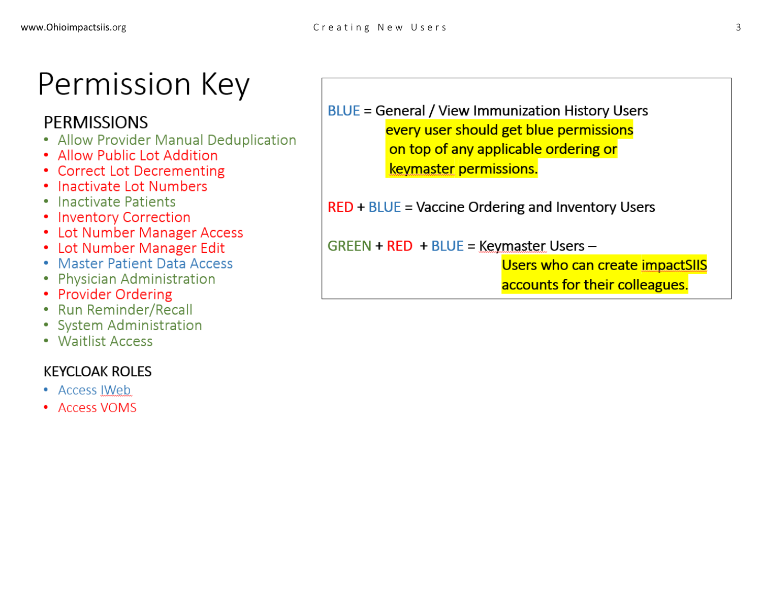# Permission Key

## PERMISSIONS

- Allow Provider Manual Deduplication
- Allow Public Lot Addition
- Correct Lot Decrementing
- Inactivate Lot Numbers
- Inactivate Patients
- Inventory Correction
- Lot Number Manager Access
- Lot Number Manager Edit
- Master Patient Data Access
- Physician Administration
- Provider Ordering
- Run Reminder/Recall
- System Administration
- Waitlist Access

## KEYCLOAK ROLES

- Access IWeb
- Access VOMS

BLUE = General / View Immunization History Users
every user should get blue permissions on top of any applicable ordering or keymaster permissions.

RED + BLUE = Vaccine Ordering and Inventory Users

GREEN + RED + BLUE = Keymaster Users – Users who can create impactSIIS accounts for their colleagues.